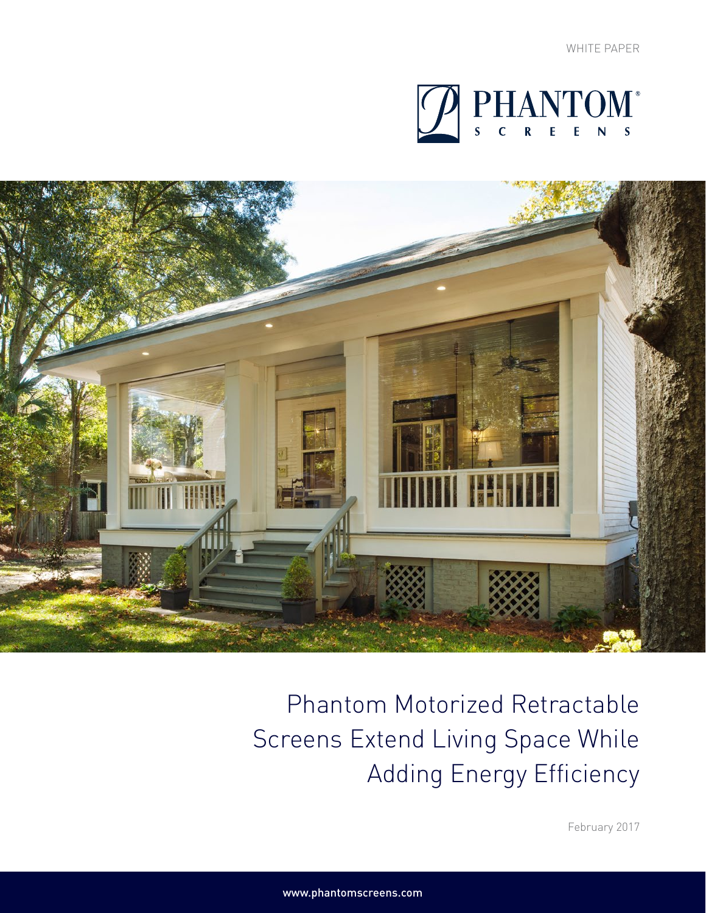WHITE PAPER

PHANTOM® SCREENS

# Phantom Motorized Retractable Screens Extend Living Space While Adding Energy Efficiency

February 2017

www.phantomscreens.com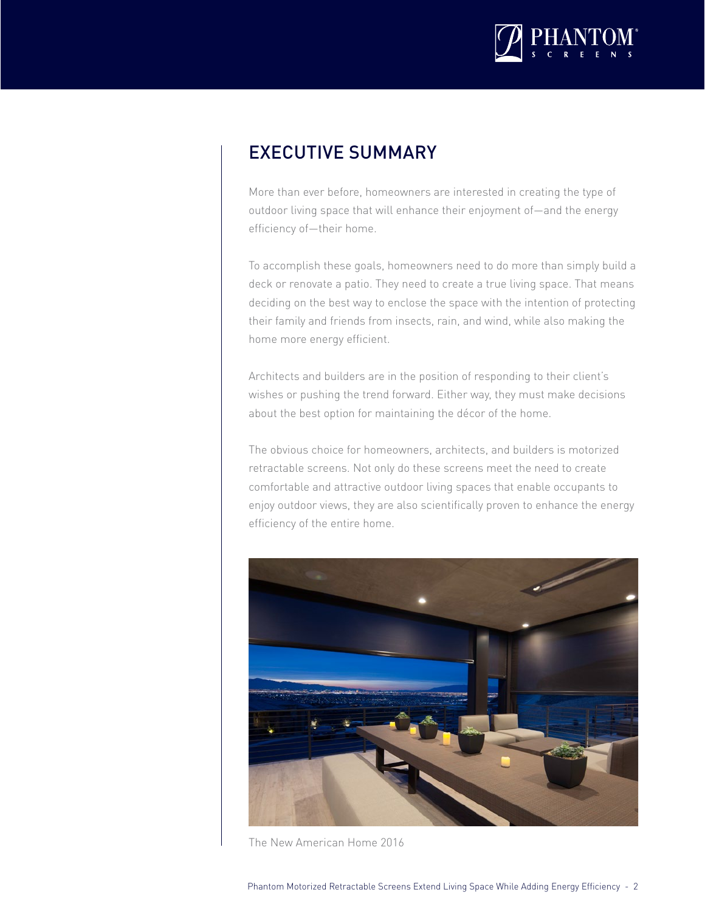# EXECUTIVE SUMMARY

More than ever before, homeowners are interested in creating the type of outdoor living space that will enhance their enjoyment of—and the energy efficiency of—their home.

To accomplish these goals, homeowners need to do more than simply build a deck or renovate a patio. They need to create a true living space. That means deciding on the best way to enclose the space with the intention of protecting their family and friends from insects, rain, and wind, while also making the home more energy efficient.

Architects and builders are in the position of responding to their client's wishes or pushing the trend forward. Either way, they must make decisions about the best option for maintaining the décor of the home.

The obvious choice for homeowners, architects, and builders is motorized retractable screens. Not only do these screens meet the need to create comfortable and attractive outdoor living spaces that enable occupants to enjoy outdoor views, they are also scientifically proven to enhance the energy efficiency of the entire home.

The New American Home 2016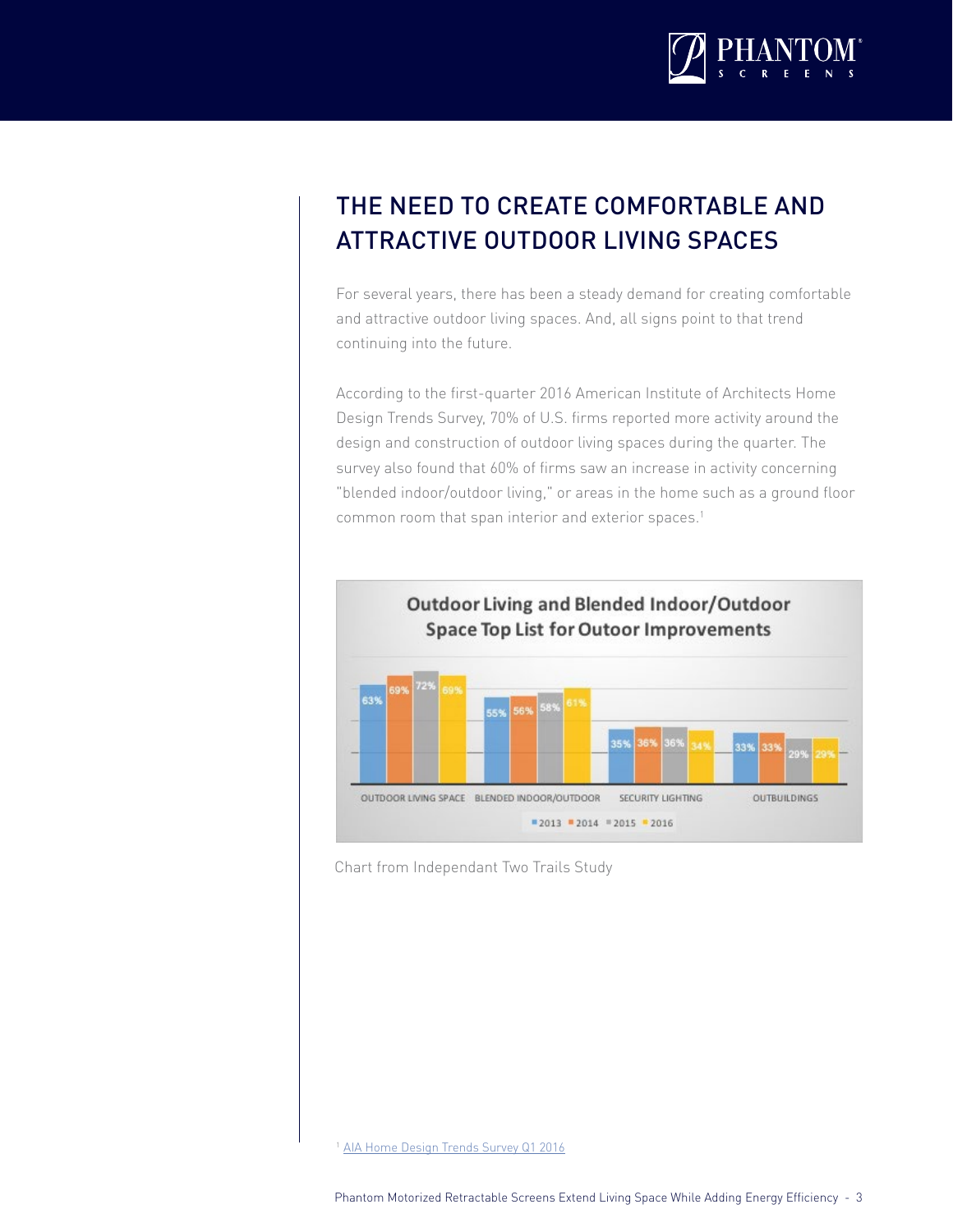# THE NEED TO CREATE COMFORTABLE AND ATTRACTIVE OUTDOOR LIVING SPACES

For several years, there has been a steady demand for creating comfortable and attractive outdoor living spaces. And, all signs point to that trend continuing into the future.

According to the first-quarter 2016 American Institute of Architects Home Design Trends Survey, 70% of U.S. firms reported more activity around the design and construction of outdoor living spaces during the quarter. The survey also found that 60% of firms saw an increase in activity concerning "blended indoor/outdoor living," or areas in the home such as a ground floor common room that span interior and exterior spaces.[1]

**Outdoor Living and Blended Indoor/Outdoor Space Top List for Outoor Improvements**

| | 2013 | 2014 | 2015 | 2016 |
|---|---|---|---|---|
| OUTDOOR LIVING SPACE | 63% | 69% | 72% | 69% |
| BLENDED INDOOR/OUTDOOR | 55% | 56% | 58% | 61% |
| SECURITY LIGHTING | 35% | 36% | 36% | 34% |
| OUTBUILDINGS | 33% | 33% | 29% | 29% |

Chart from Independant Two Trails Study

[1] AIA Home Design Trends Survey Q1 2016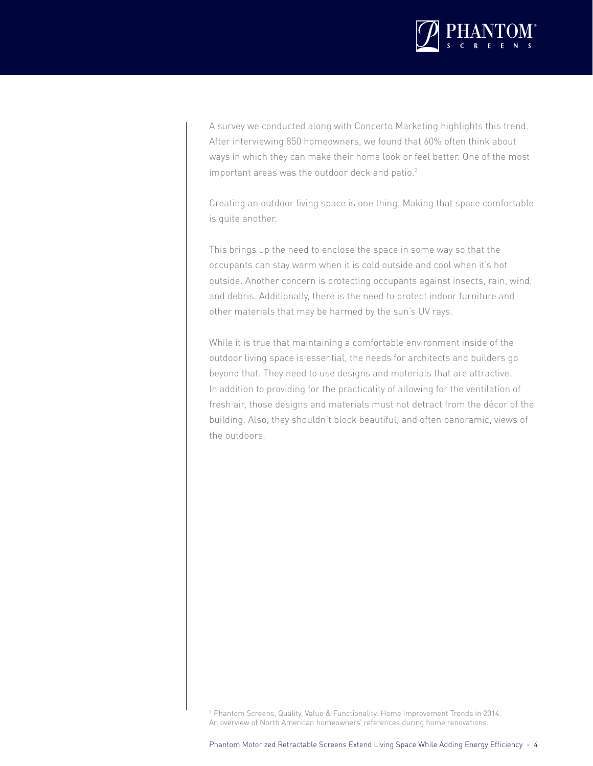A survey we conducted along with Concerto Marketing highlights this trend. After interviewing 850 homeowners, we found that 60% often think about ways in which they can make their home look or feel better. One of the most important areas was the outdoor deck and patio.[2]

Creating an outdoor living space is one thing. Making that space comfortable is quite another.

This brings up the need to enclose the space in some way so that the occupants can stay warm when it is cold outside and cool when it's hot outside. Another concern is protecting occupants against insects, rain, wind, and debris. Additionally, there is the need to protect indoor furniture and other materials that may be harmed by the sun's UV rays.

While it is true that maintaining a comfortable environment inside of the outdoor living space is essential, the needs for architects and builders go beyond that. They need to use designs and materials that are attractive. In addition to providing for the practicality of allowing for the ventilation of fresh air, those designs and materials must not detract from the décor of the building. Also, they shouldn't block beautiful, and often panoramic, views of the outdoors.

[2] Phantom Screens, Quality, Value & Functionality: Home Improvement Trends in 2014. An overview of North American homeowners' references during home renovations.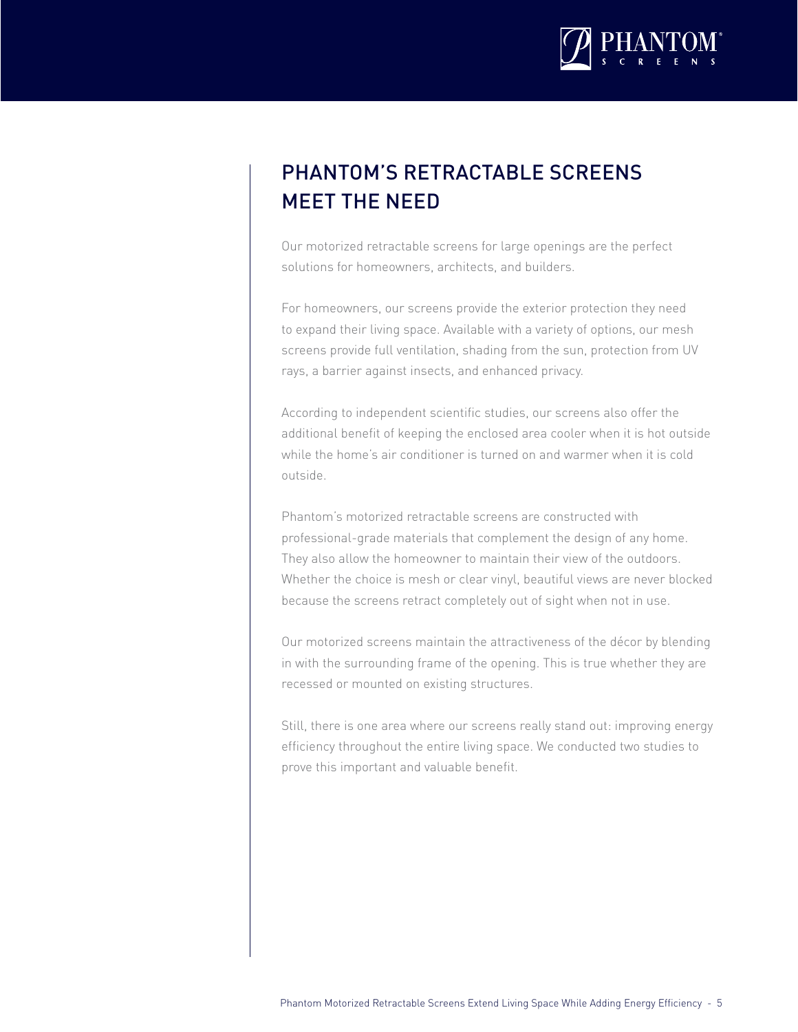## PHANTOM'S RETRACTABLE SCREENS MEET THE NEED

Our motorized retractable screens for large openings are the perfect solutions for homeowners, architects, and builders.

For homeowners, our screens provide the exterior protection they need to expand their living space. Available with a variety of options, our mesh screens provide full ventilation, shading from the sun, protection from UV rays, a barrier against insects, and enhanced privacy.

According to independent scientific studies, our screens also offer the additional benefit of keeping the enclosed area cooler when it is hot outside while the home's air conditioner is turned on and warmer when it is cold outside.

Phantom's motorized retractable screens are constructed with professional-grade materials that complement the design of any home. They also allow the homeowner to maintain their view of the outdoors. Whether the choice is mesh or clear vinyl, beautiful views are never blocked because the screens retract completely out of sight when not in use.

Our motorized screens maintain the attractiveness of the décor by blending in with the surrounding frame of the opening. This is true whether they are recessed or mounted on existing structures.

Still, there is one area where our screens really stand out: improving energy efficiency throughout the entire living space. We conducted two studies to prove this important and valuable benefit.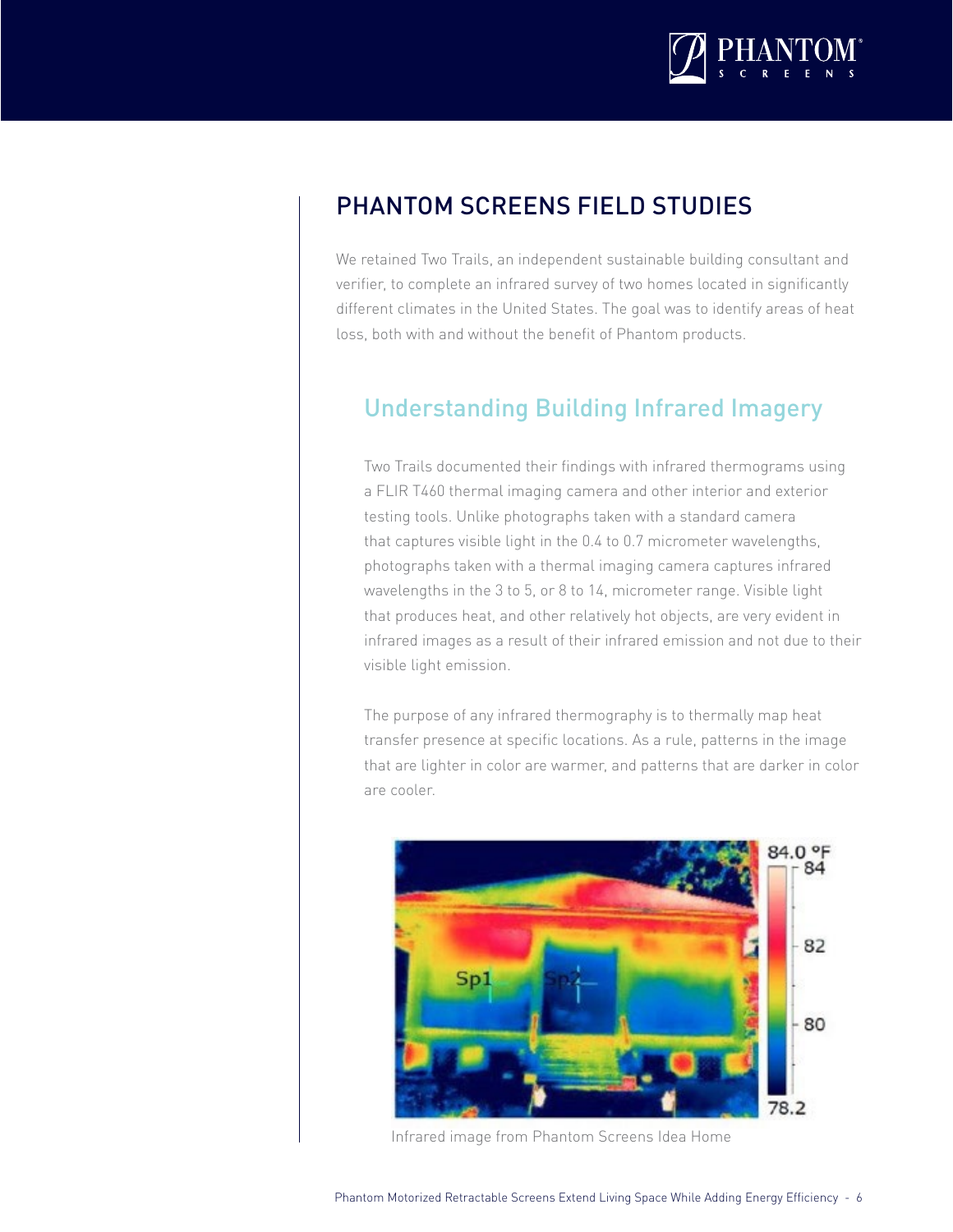## PHANTOM SCREENS FIELD STUDIES

We retained Two Trails, an independent sustainable building consultant and verifier, to complete an infrared survey of two homes located in significantly different climates in the United States. The goal was to identify areas of heat loss, both with and without the benefit of Phantom products.

### Understanding Building Infrared Imagery

Two Trails documented their findings with infrared thermograms using a FLIR T460 thermal imaging camera and other interior and exterior testing tools. Unlike photographs taken with a standard camera that captures visible light in the 0.4 to 0.7 micrometer wavelengths, photographs taken with a thermal imaging camera captures infrared wavelengths in the 3 to 5, or 8 to 14, micrometer range. Visible light that produces heat, and other relatively hot objects, are very evident in infrared images as a result of their infrared emission and not due to their visible light emission.

The purpose of any infrared thermography is to thermally map heat transfer presence at specific locations. As a rule, patterns in the image that are lighter in color are warmer, and patterns that are darker in color are cooler.

Infrared image from Phantom Screens Idea Home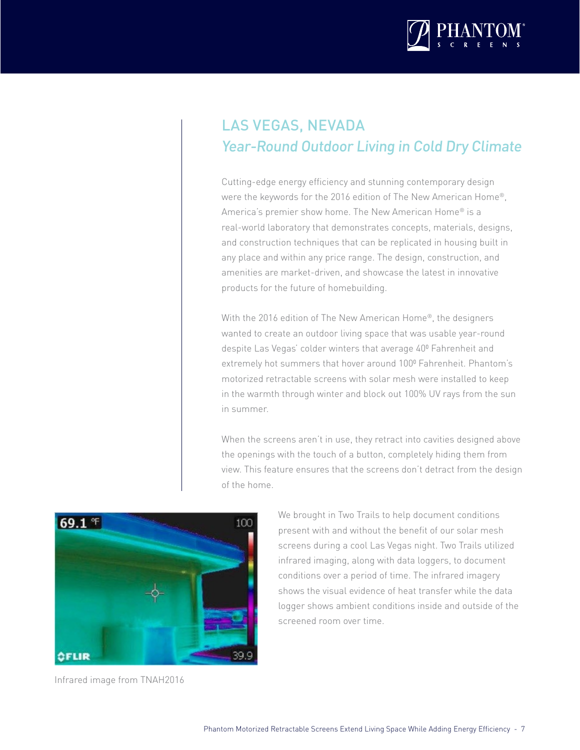## LAS VEGAS, NEVADA

### *Year-Round Outdoor Living in Cold Dry Climate*

Cutting-edge energy efficiency and stunning contemporary design were the keywords for the 2016 edition of The New American Home®, America's premier show home. The New American Home® is a real-world laboratory that demonstrates concepts, materials, designs, and construction techniques that can be replicated in housing built in any place and within any price range. The design, construction, and amenities are market-driven, and showcase the latest in innovative products for the future of homebuilding.

With the 2016 edition of The New American Home®, the designers wanted to create an outdoor living space that was usable year-round despite Las Vegas' colder winters that average 40º Fahrenheit and extremely hot summers that hover around 100º Fahrenheit. Phantom's motorized retractable screens with solar mesh were installed to keep in the warmth through winter and block out 100% UV rays from the sun in summer.

When the screens aren't in use, they retract into cavities designed above the openings with the touch of a button, completely hiding them from view. This feature ensures that the screens don't detract from the design of the home.

We brought in Two Trails to help document conditions present with and without the benefit of our solar mesh screens during a cool Las Vegas night. Two Trails utilized infrared imaging, along with data loggers, to document conditions over a period of time. The infrared imagery shows the visual evidence of heat transfer while the data logger shows ambient conditions inside and outside of the screened room over time.

Infrared image from TNAH2016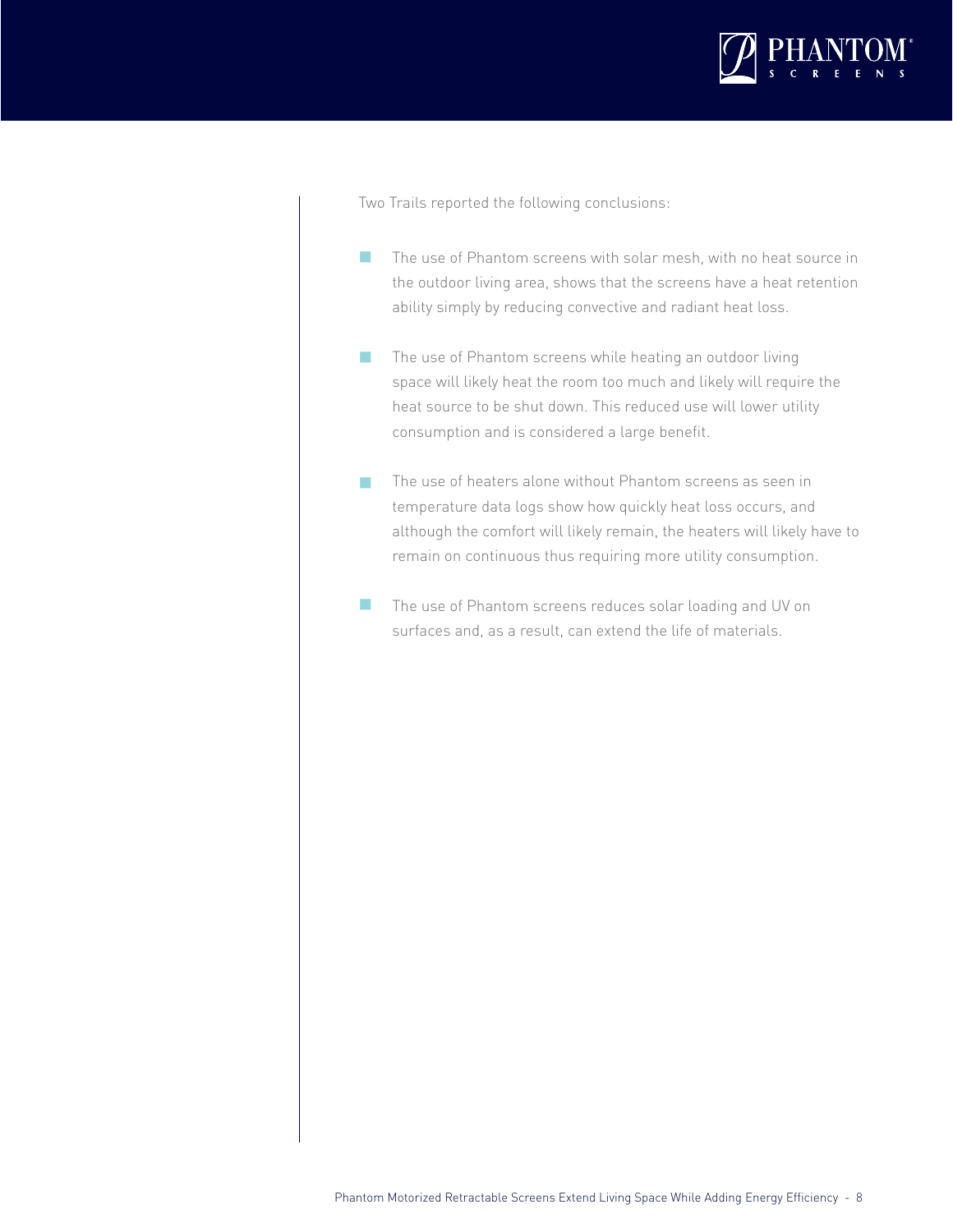Two Trails reported the following conclusions:

- The use of Phantom screens with solar mesh, with no heat source in the outdoor living area, shows that the screens have a heat retention ability simply by reducing convective and radiant heat loss.

- The use of Phantom screens while heating an outdoor living space will likely heat the room too much and likely will require the heat source to be shut down. This reduced use will lower utility consumption and is considered a large benefit.

- The use of heaters alone without Phantom screens as seen in temperature data logs show how quickly heat loss occurs, and although the comfort will likely remain, the heaters will likely have to remain on continuous thus requiring more utility consumption.

- The use of Phantom screens reduces solar loading and UV on surfaces and, as a result, can extend the life of materials.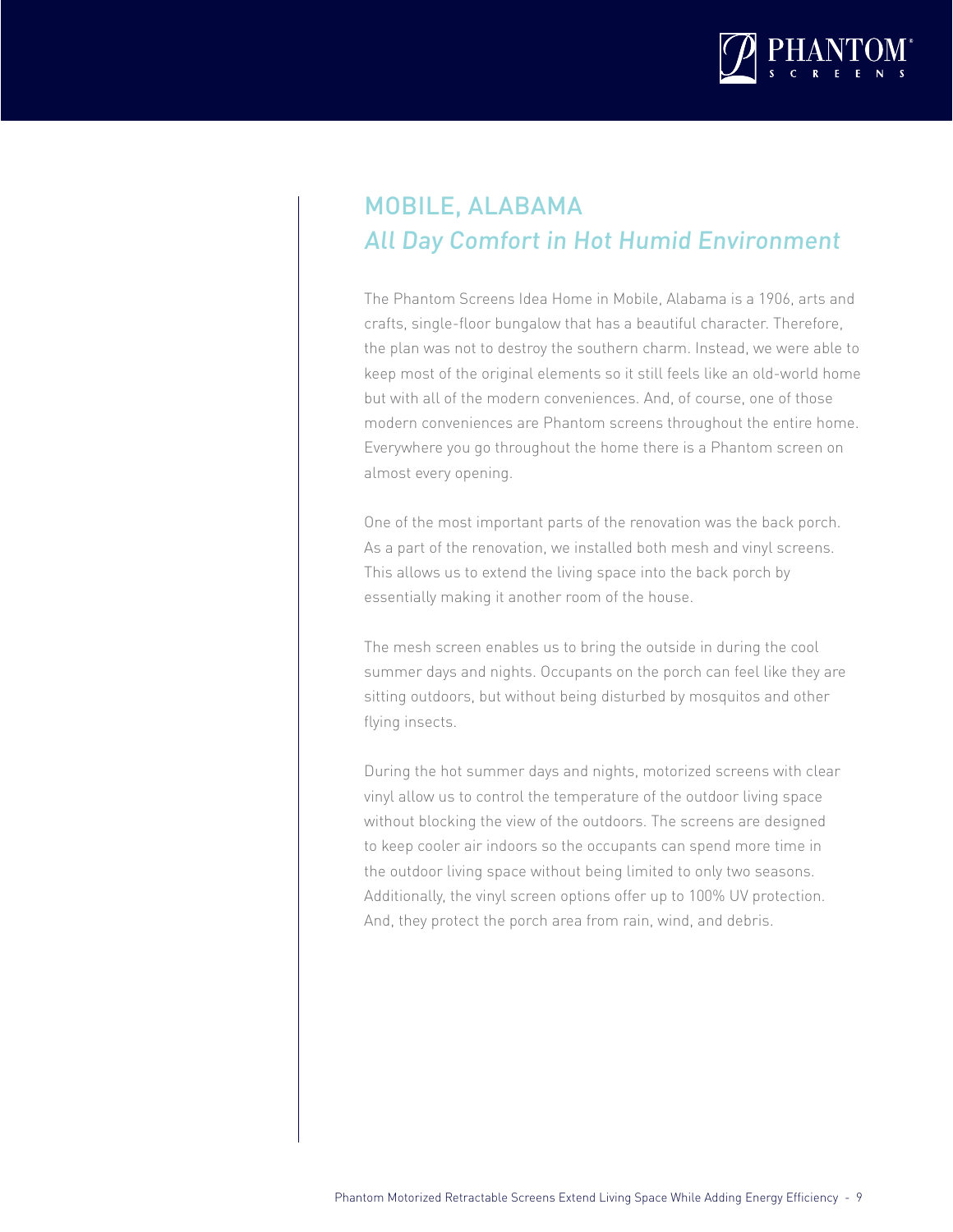## MOBILE, ALABAMA

### *All Day Comfort in Hot Humid Environment*

The Phantom Screens Idea Home in Mobile, Alabama is a 1906, arts and crafts, single-floor bungalow that has a beautiful character. Therefore, the plan was not to destroy the southern charm. Instead, we were able to keep most of the original elements so it still feels like an old-world home but with all of the modern conveniences. And, of course, one of those modern conveniences are Phantom screens throughout the entire home. Everywhere you go throughout the home there is a Phantom screen on almost every opening.

One of the most important parts of the renovation was the back porch. As a part of the renovation, we installed both mesh and vinyl screens. This allows us to extend the living space into the back porch by essentially making it another room of the house.

The mesh screen enables us to bring the outside in during the cool summer days and nights. Occupants on the porch can feel like they are sitting outdoors, but without being disturbed by mosquitos and other flying insects.

During the hot summer days and nights, motorized screens with clear vinyl allow us to control the temperature of the outdoor living space without blocking the view of the outdoors. The screens are designed to keep cooler air indoors so the occupants can spend more time in the outdoor living space without being limited to only two seasons. Additionally, the vinyl screen options offer up to 100% UV protection. And, they protect the porch area from rain, wind, and debris.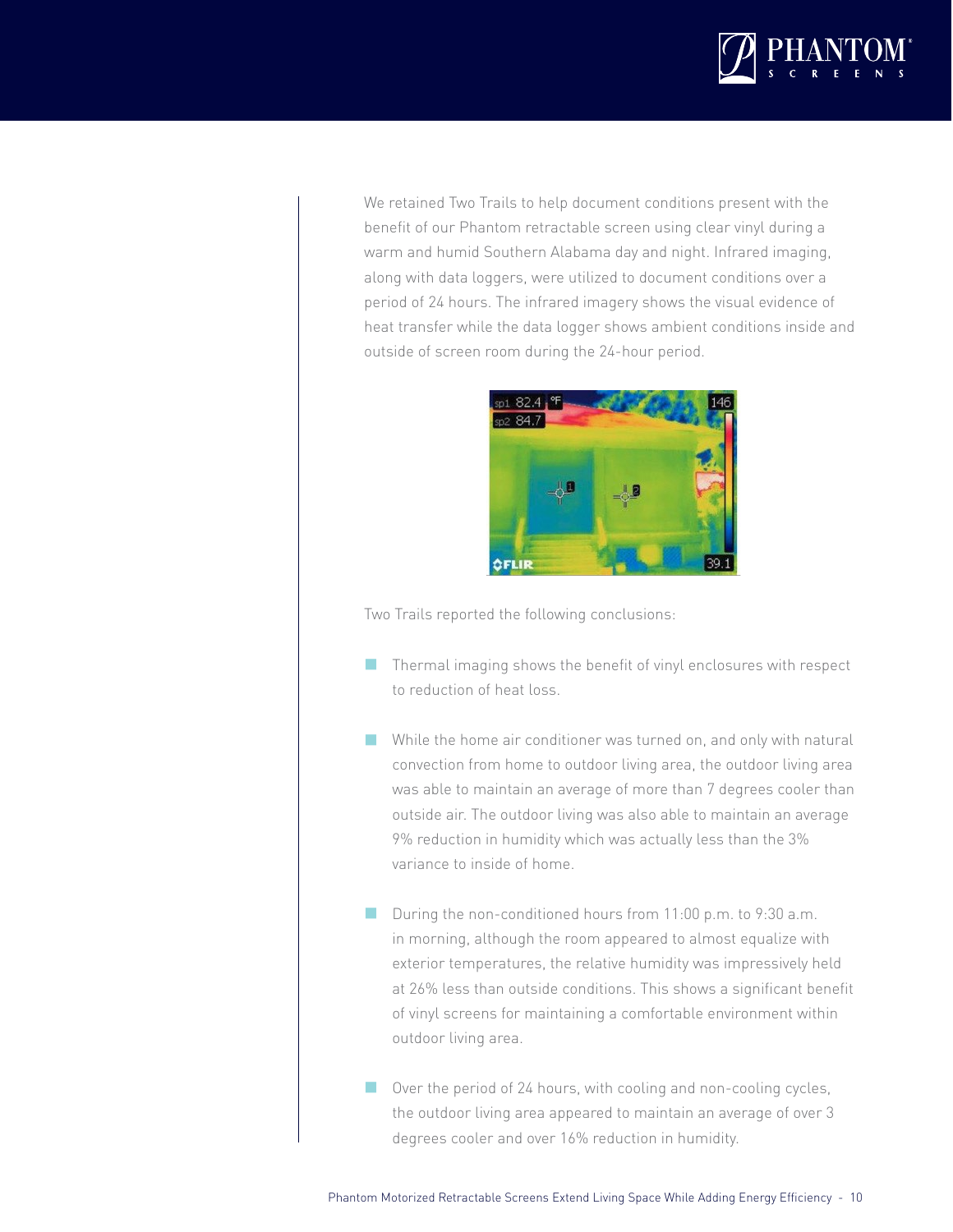We retained Two Trails to help document conditions present with the benefit of our Phantom retractable screen using clear vinyl during a warm and humid Southern Alabama day and night. Infrared imaging, along with data loggers, were utilized to document conditions over a period of 24 hours. The infrared imagery shows the visual evidence of heat transfer while the data logger shows ambient conditions inside and outside of screen room during the 24-hour period.

Two Trails reported the following conclusions:

- Thermal imaging shows the benefit of vinyl enclosures with respect to reduction of heat loss.
- While the home air conditioner was turned on, and only with natural convection from home to outdoor living area, the outdoor living area was able to maintain an average of more than 7 degrees cooler than outside air. The outdoor living was also able to maintain an average 9% reduction in humidity which was actually less than the 3% variance to inside of home.
- During the non-conditioned hours from 11:00 p.m. to 9:30 a.m. in morning, although the room appeared to almost equalize with exterior temperatures, the relative humidity was impressively held at 26% less than outside conditions. This shows a significant benefit of vinyl screens for maintaining a comfortable environment within outdoor living area.
- Over the period of 24 hours, with cooling and non-cooling cycles, the outdoor living area appeared to maintain an average of over 3 degrees cooler and over 16% reduction in humidity.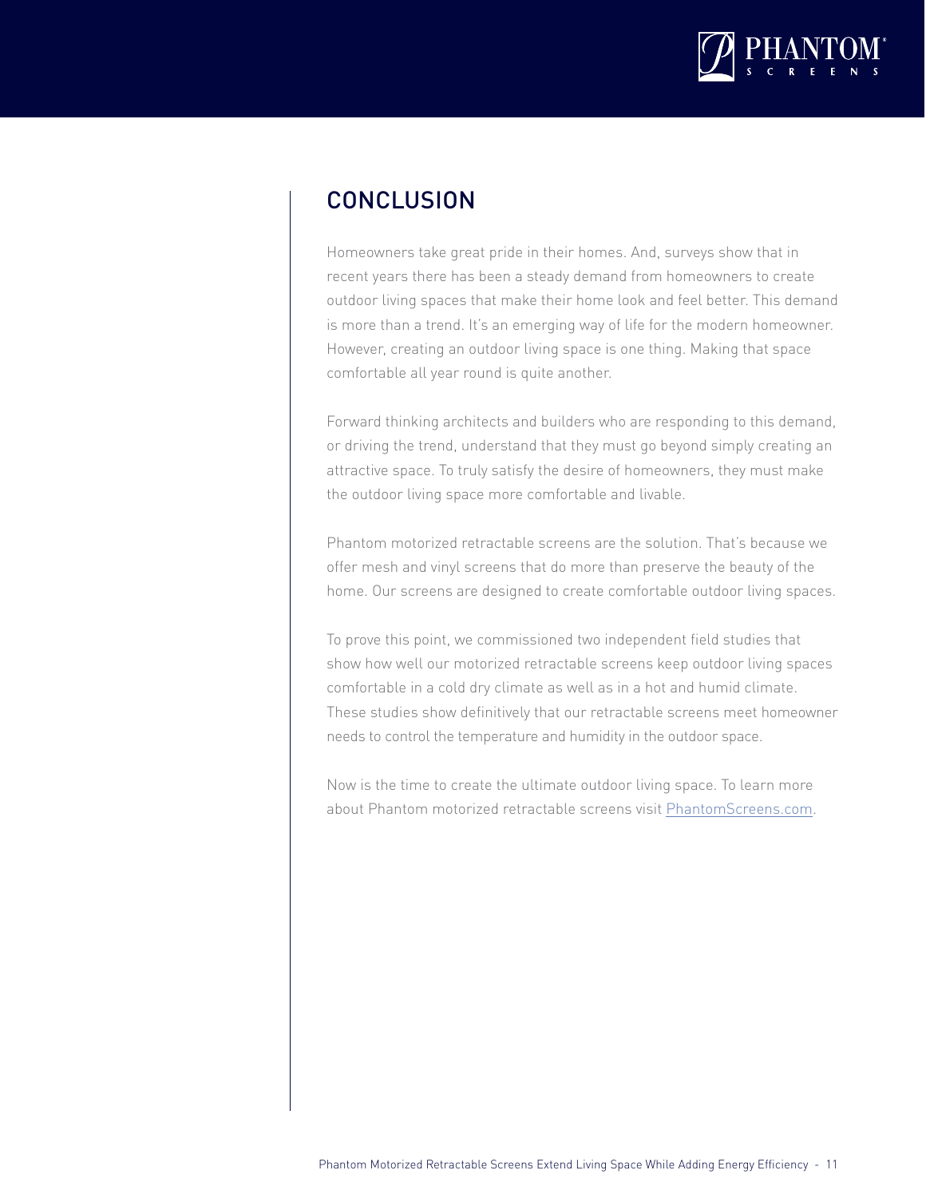## CONCLUSION

Homeowners take great pride in their homes. And, surveys show that in recent years there has been a steady demand from homeowners to create outdoor living spaces that make their home look and feel better. This demand is more than a trend. It's an emerging way of life for the modern homeowner. However, creating an outdoor living space is one thing. Making that space comfortable all year round is quite another.

Forward thinking architects and builders who are responding to this demand, or driving the trend, understand that they must go beyond simply creating an attractive space. To truly satisfy the desire of homeowners, they must make the outdoor living space more comfortable and livable.

Phantom motorized retractable screens are the solution. That's because we offer mesh and vinyl screens that do more than preserve the beauty of the home. Our screens are designed to create comfortable outdoor living spaces.

To prove this point, we commissioned two independent field studies that show how well our motorized retractable screens keep outdoor living spaces comfortable in a cold dry climate as well as in a hot and humid climate. These studies show definitively that our retractable screens meet homeowner needs to control the temperature and humidity in the outdoor space.

Now is the time to create the ultimate outdoor living space. To learn more about Phantom motorized retractable screens visit PhantomScreens.com.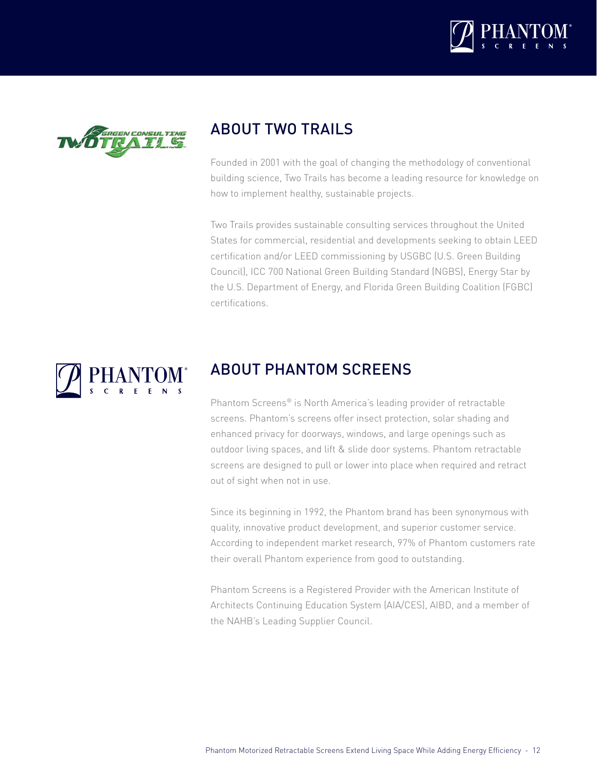## ABOUT TWO TRAILS

Founded in 2001 with the goal of changing the methodology of conventional building science, Two Trails has become a leading resource for knowledge on how to implement healthy, sustainable projects.

Two Trails provides sustainable consulting services throughout the United States for commercial, residential and developments seeking to obtain LEED certification and/or LEED commissioning by USGBC (U.S. Green Building Council), ICC 700 National Green Building Standard (NGBS), Energy Star by the U.S. Department of Energy, and Florida Green Building Coalition (FGBC) certifications.

## ABOUT PHANTOM SCREENS

Phantom Screens® is North America's leading provider of retractable screens. Phantom's screens offer insect protection, solar shading and enhanced privacy for doorways, windows, and large openings such as outdoor living spaces, and lift & slide door systems. Phantom retractable screens are designed to pull or lower into place when required and retract out of sight when not in use.

Since its beginning in 1992, the Phantom brand has been synonymous with quality, innovative product development, and superior customer service. According to independent market research, 97% of Phantom customers rate their overall Phantom experience from good to outstanding.

Phantom Screens is a Registered Provider with the American Institute of Architects Continuing Education System (AIA/CES), AIBD, and a member of the NAHB's Leading Supplier Council.